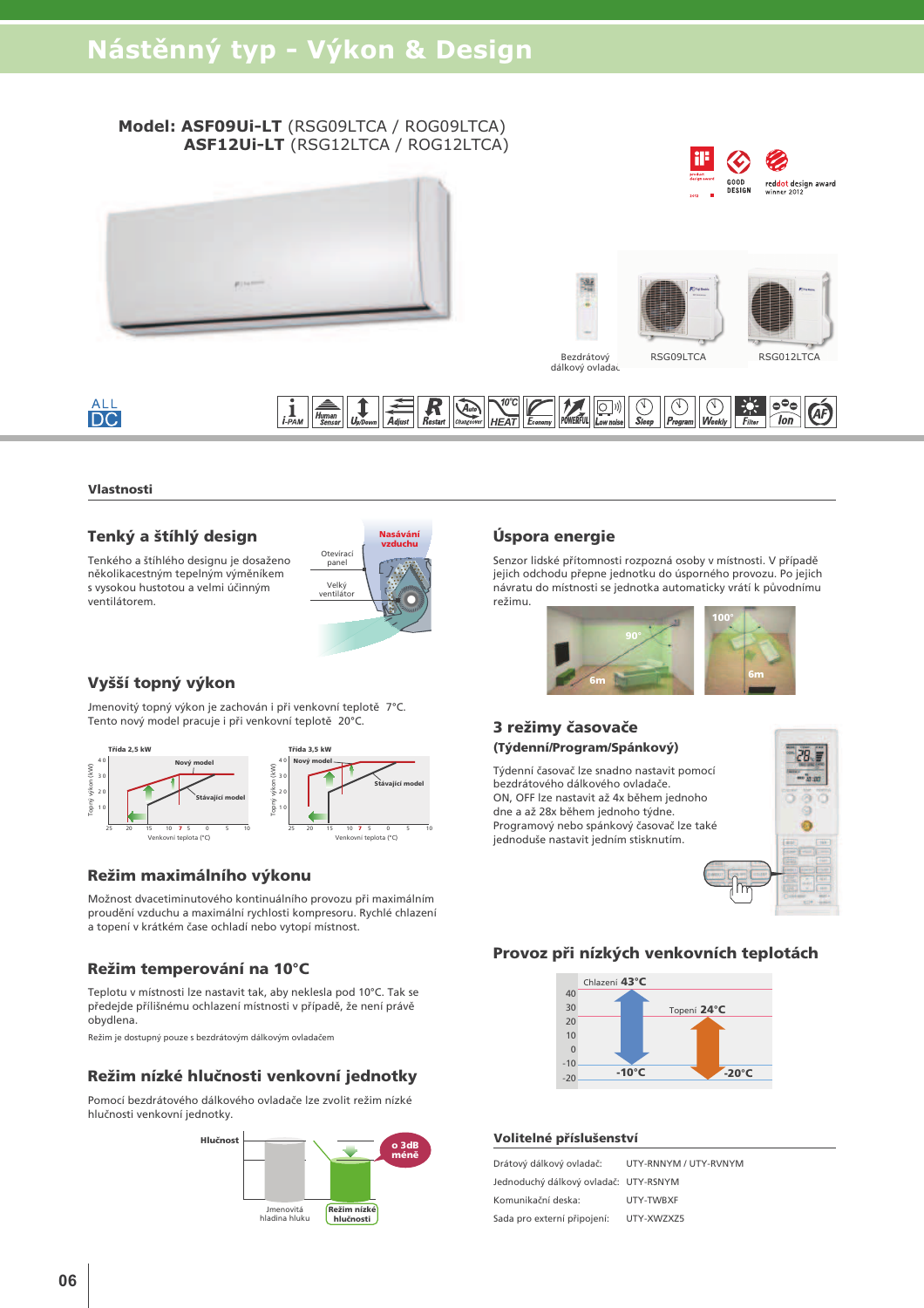# Nástěnný typ - Výkon & Design

**Model: ASF09Ui-LT** (RSG09LTCA / ROG09LTCA)
**ASF12Ui-LT** (RSG12LTCA / ROG12LTCA)

Bezdrátový dálkový ovladač | RSG09LTCA | RSG012LTCA

ALL DC

## Vlastnosti

### Tenký a štíhlý design

Tenkého a štíhlého designu je dosaženo několikacestným tepelným výměníkem s vysokou hustotou a velmi účinným ventilátorem.

### Vyšší topný výkon

Jmenovitý topný výkon je zachován i při venkovní teplotě 7°C.
Tento nový model pracuje i při venkovní teplotě 20°C.

### Režim maximálního výkonu

Možnost dvacetiminutového kontinuálního provozu při maximálním proudění vzduchu a maximální rychlosti kompresoru. Rychlé chlazení a topení v krátkém čase ochladí nebo vytopí místnost.

### Režim temperování na 10°C

Teplotu v místnosti lze nastavit tak, aby neklesla pod 10°C. Tak se předejde přílišnému ochlazení místnosti v případě, že není právě obydlena.

Režim je dostupný pouze s bezdrátovým dálkovým ovladačem

### Režim nízké hlučnosti venkovní jednotky

Pomocí bezdrátového dálkového ovladače lze zvolit režim nízké hlučnosti venkovní jednotky.

### Úspora energie

Senzor lidské přítomnosti rozpozná osoby v místnosti. V případě jejich odchodu přepne jednotku do úsporného provozu. Po jejich návratu do místnosti se jednotka automaticky vrátí k původnímu režimu.

### 3 režimy časovače

**(Týdenní/Program/Spánkový)**

Týdenní časovač lze snadno nastavit pomocí bezdrátového dálkového ovladače.
ON, OFF lze nastavit až 4x během jednoho dne a až 28x během jednoho týdne.
Programový nebo spánkový časovač lze také jednoduše nastavit jedním stisknutím.

### Provoz při nízkých venkovních teplotách

Chlazení 43°C až -10°C; Topení 24°C až -20°C

### Volitelné příslušenství

| | |
|---|---|
| Drátový dálkový ovladač: | UTY-RNNYM / UTY-RVNYM |
| Jednoduchý dálkový ovladač: | UTY-RSNYM |
| Komunikační deska: | UTY-TWBXF |
| Sada pro externí připojení: | UTY-XWZXZ5 |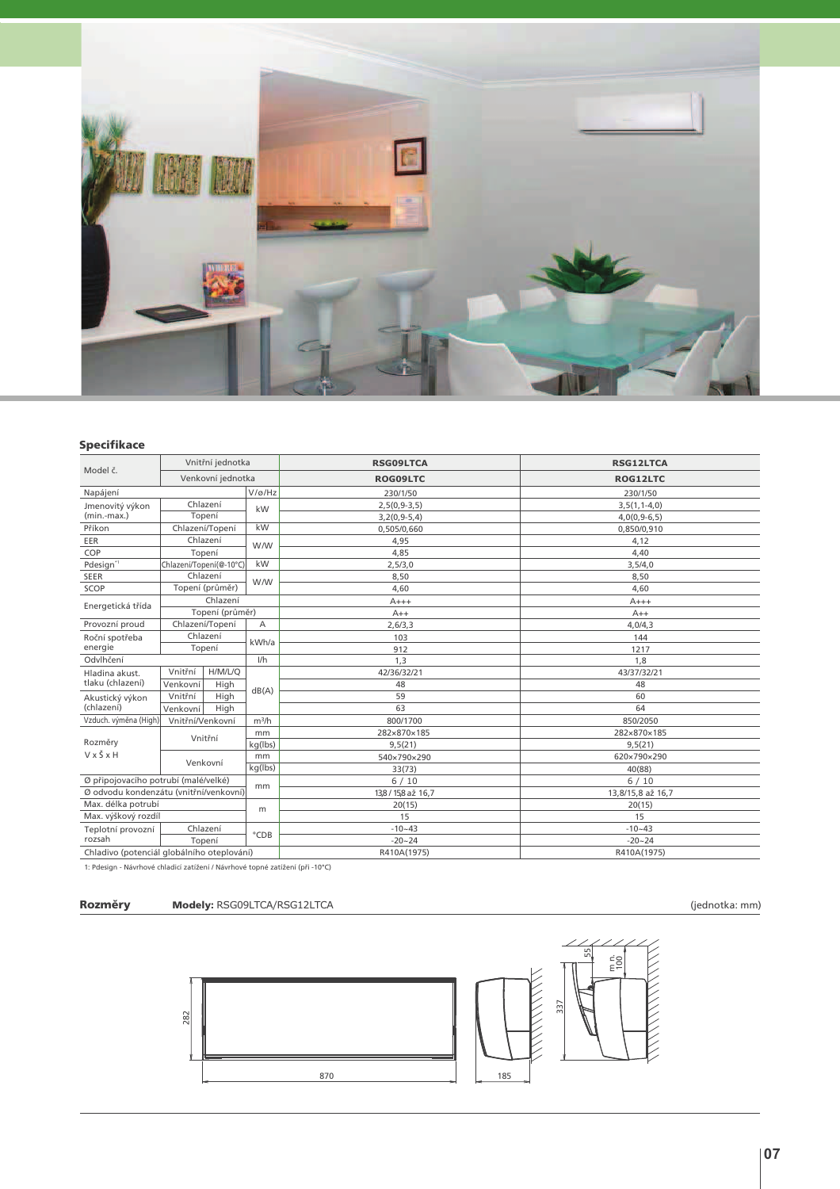## Specifikace

| Model č. | | | | RSG09LTCA | RSG12LTCA |
|---|---|---|---|---|---|
| | Vnitřní jednotka | | | RSG09LTCA | RSG12LTCA |
| | Venkovní jednotka | | | ROG09LTC | ROG12LTC |
| Napájení | | | V/ø/Hz | 230/1/50 | 230/1/50 |
| Jmenovitý výkon (min.-max.) | Chlazení | | kW | 2,5(0,9-3,5) | 3,5(1,1-4,0) |
| | Topení | | | 3,2(0,9-5,4) | 4,0(0,9-6,5) |
| Příkon | Chlazení/Topení | | kW | 0,505/0,660 | 0,850/0,910 |
| EER | Chlazení | | W/W | 4,95 | 4,12 |
| COP | Topení | | | 4,85 | 4,40 |
| Pdesign[1] | Chlazení/Topení(@-10°C) | | kW | 2,5/3,0 | 3,5/4,0 |
| SEER | Chlazení | | W/W | 8,50 | 8,50 |
| SCOP | Topení (průměr) | | | 4,60 | 4,60 |
| Energetická třída | Chlazení | | | A+++ | A+++ |
| | Topení (průměr) | | | A++ | A++ |
| Provozní proud | Chlazení/Topení | | A | 2,6/3,3 | 4,0/4,3 |
| Roční spotřeba energie | Chlazení | | kWh/a | 103 | 144 |
| | Topení | | | 912 | 1217 |
| Odvlhčení | | | l/h | 1,3 | 1,8 |
| Hladina akust. tlaku (chlazení) | Vnitřní | H/M/L/Q | dB(A) | 42/36/32/21 | 43/37/32/21 |
| | Venkovní | High | | 48 | 48 |
| Akustický výkon (chlazení) | Vnitřní | High | | 59 | 60 |
| | Venkovní | High | | 63 | 64 |
| Vzduch. výměna (High) | Vnitřní/Venkovní | | m³/h | 800/1700 | 850/2050 |
| Rozměry V x Š x H | Vnitřní | | mm | 282×870×185 | 282×870×185 |
| | | | kg(lbs) | 9,5(21) | 9,5(21) |
| | Venkovní | | mm | 540×790×290 | 620×790×290 |
| | | | kg(lbs) | 33(73) | 40(88) |
| Ø připojovacího potrubí (malé/velké) | | | mm | 6 / 10 | 6 / 10 |
| Ø odvodu kondenzátu (vnitřní/venkovní) | | | | 13,8 / 15,8 až 16,7 | 13,8/15,8 až 16,7 |
| Max. délka potrubí | | | m | 20(15) | 20(15) |
| Max. výškový rozdíl | | | | 15 | 15 |
| Teplotní provozní rozsah | Chlazení | | °CDB | -10~43 | -10~43 |
| | Topení | | | -20~24 | -20~24 |
| Chladivo (potenciál globálního oteplování) | | | | R410A(1975) | R410A(1975) |

1: Pdesign - Návrhové chladicí zatížení / Návrhové topné zatížení (při -10°C)

**Rozměry** **Modely:** RSG09LTCA/RSG12LTCA (jednotka: mm)

282
870
185
337
55
min. 100